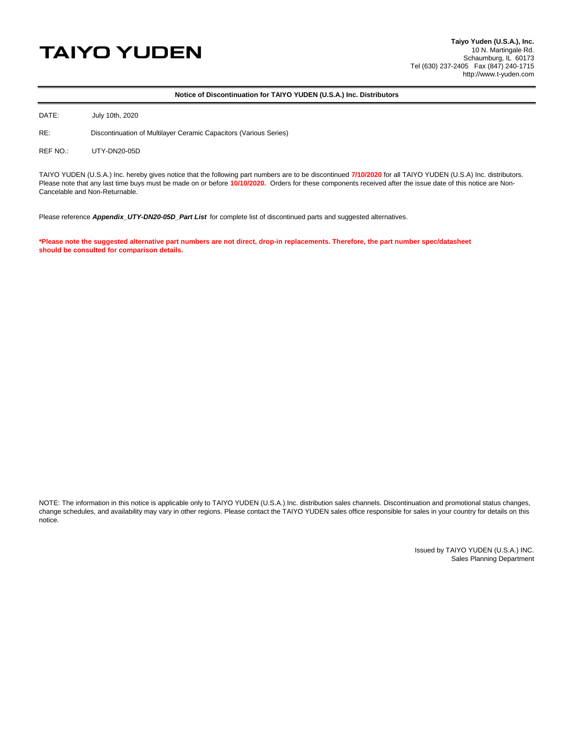# TAIYO YUDEN

**Taiyo Yuden (U.S.A.), Inc.**
10 N. Martingale Rd.
Schaumburg, IL 60173
Tel (630) 237-2405 Fax (847) 240-1715
http://www.t-yuden.com

---

**Notice of Discontinuation for TAIYO YUDEN (U.S.A.) Inc. Distributors**

---

DATE: July 10th, 2020

RE: Discontinuation of Multilayer Ceramic Capacitors (Various Series)

REF NO.: UTY-DN20-05D

TAIYO YUDEN (U.S.A.) Inc. hereby gives notice that the following part numbers are to be discontinued **7/10/2020** for all TAIYO YUDEN (U.S.A) Inc. distributors. Please note that any last time buys must be made on or before **10/10/2020.** Orders for these components received after the issue date of this notice are Non-Cancelable and Non-Returnable.

Please reference ***Appendix_UTY-DN20-05D_Part List*** for complete list of discontinued parts and suggested alternatives.

**\*Please note the suggested alternative part numbers are not direct, drop-in replacements. Therefore, the part number spec/datasheet should be consulted for comparison details.**

NOTE: The information in this notice is applicable only to TAIYO YUDEN (U.S.A.) Inc. distribution sales channels. Discontinuation and promotional status changes, change schedules, and availability may vary in other regions. Please contact the TAIYO YUDEN sales office responsible for sales in your country for details on this notice.

Issued by TAIYO YUDEN (U.S.A.) INC.
Sales Planning Department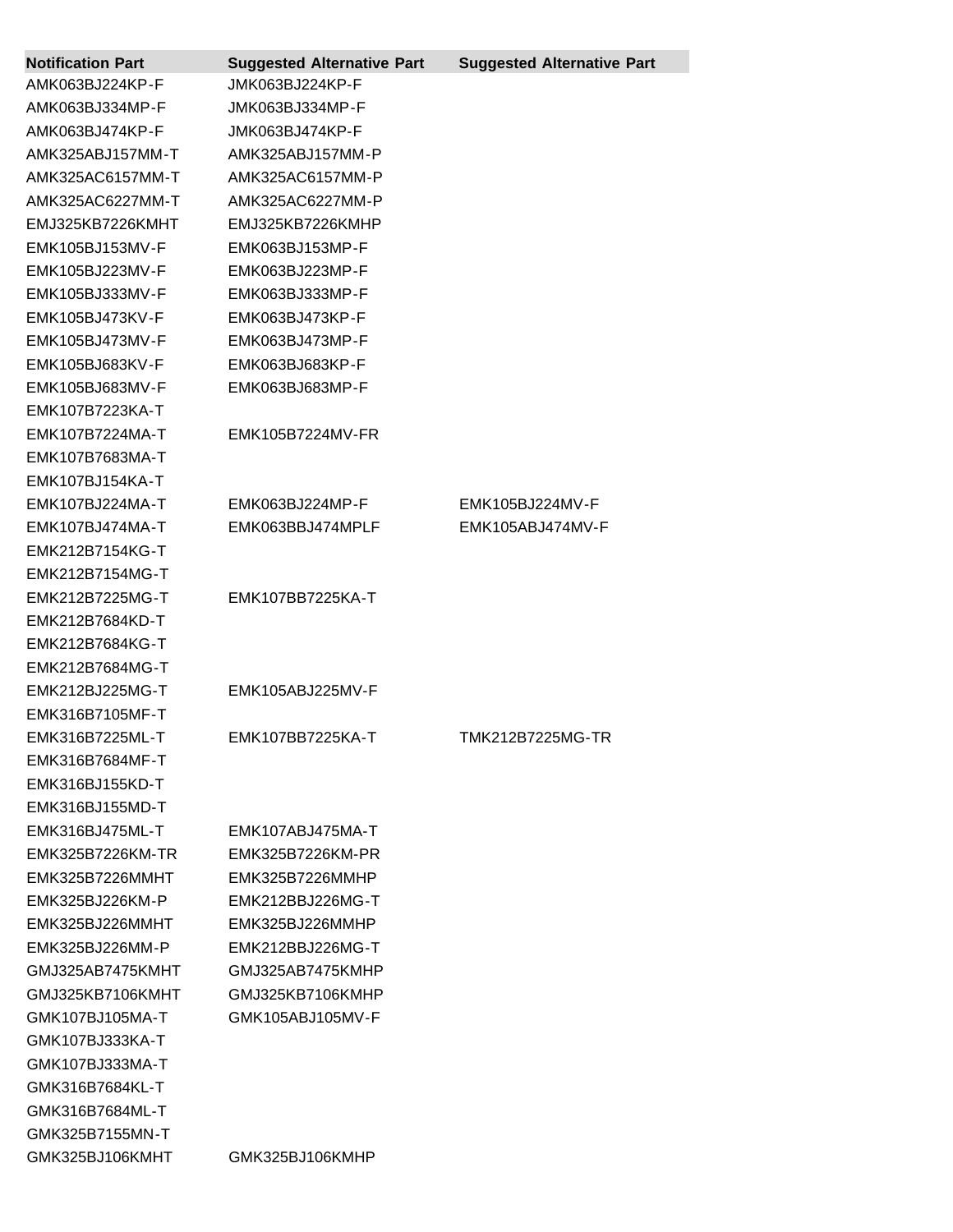| Notification Part | Suggested Alternative Part | Suggested Alternative Part |
|---|---|---|
| AMK063BJ224KP-F | JMK063BJ224KP-F | |
| AMK063BJ334MP-F | JMK063BJ334MP-F | |
| AMK063BJ474KP-F | JMK063BJ474KP-F | |
| AMK325ABJ157MM-T | AMK325ABJ157MM-P | |
| AMK325AC6157MM-T | AMK325AC6157MM-P | |
| AMK325AC6227MM-T | AMK325AC6227MM-P | |
| EMJ325KB7226KMHT | EMJ325KB7226KMHP | |
| EMK105BJ153MV-F | EMK063BJ153MP-F | |
| EMK105BJ223MV-F | EMK063BJ223MP-F | |
| EMK105BJ333MV-F | EMK063BJ333MP-F | |
| EMK105BJ473KV-F | EMK063BJ473KP-F | |
| EMK105BJ473MV-F | EMK063BJ473MP-F | |
| EMK105BJ683KV-F | EMK063BJ683KP-F | |
| EMK105BJ683MV-F | EMK063BJ683MP-F | |
| EMK107B7223KA-T | | |
| EMK107B7224MA-T | EMK105B7224MV-FR | |
| EMK107B7683MA-T | | |
| EMK107BJ154KA-T | | |
| EMK107BJ224MA-T | EMK063BJ224MP-F | EMK105BJ224MV-F |
| EMK107BJ474MA-T | EMK063BBJ474MPLF | EMK105ABJ474MV-F |
| EMK212B7154KG-T | | |
| EMK212B7154MG-T | | |
| EMK212B7225MG-T | EMK107BB7225KA-T | |
| EMK212B7684KD-T | | |
| EMK212B7684KG-T | | |
| EMK212B7684MG-T | | |
| EMK212BJ225MG-T | EMK105ABJ225MV-F | |
| EMK316B7105MF-T | | |
| EMK316B7225ML-T | EMK107BB7225KA-T | TMK212B7225MG-TR |
| EMK316B7684MF-T | | |
| EMK316BJ155KD-T | | |
| EMK316BJ155MD-T | | |
| EMK316BJ475ML-T | EMK107ABJ475MA-T | |
| EMK325B7226KM-TR | EMK325B7226KM-PR | |
| EMK325B7226MMHT | EMK325B7226MMHP | |
| EMK325BJ226KM-P | EMK212BBJ226MG-T | |
| EMK325BJ226MMHT | EMK325BJ226MMHP | |
| EMK325BJ226MM-P | EMK212BBJ226MG-T | |
| GMJ325AB7475KMHT | GMJ325AB7475KMHP | |
| GMJ325KB7106KMHT | GMJ325KB7106KMHP | |
| GMK107BJ105MA-T | GMK105ABJ105MV-F | |
| GMK107BJ333KA-T | | |
| GMK107BJ333MA-T | | |
| GMK316B7684KL-T | | |
| GMK316B7684ML-T | | |
| GMK325B7155MN-T | | |
| GMK325BJ106KMHT | GMK325BJ106KMHP | |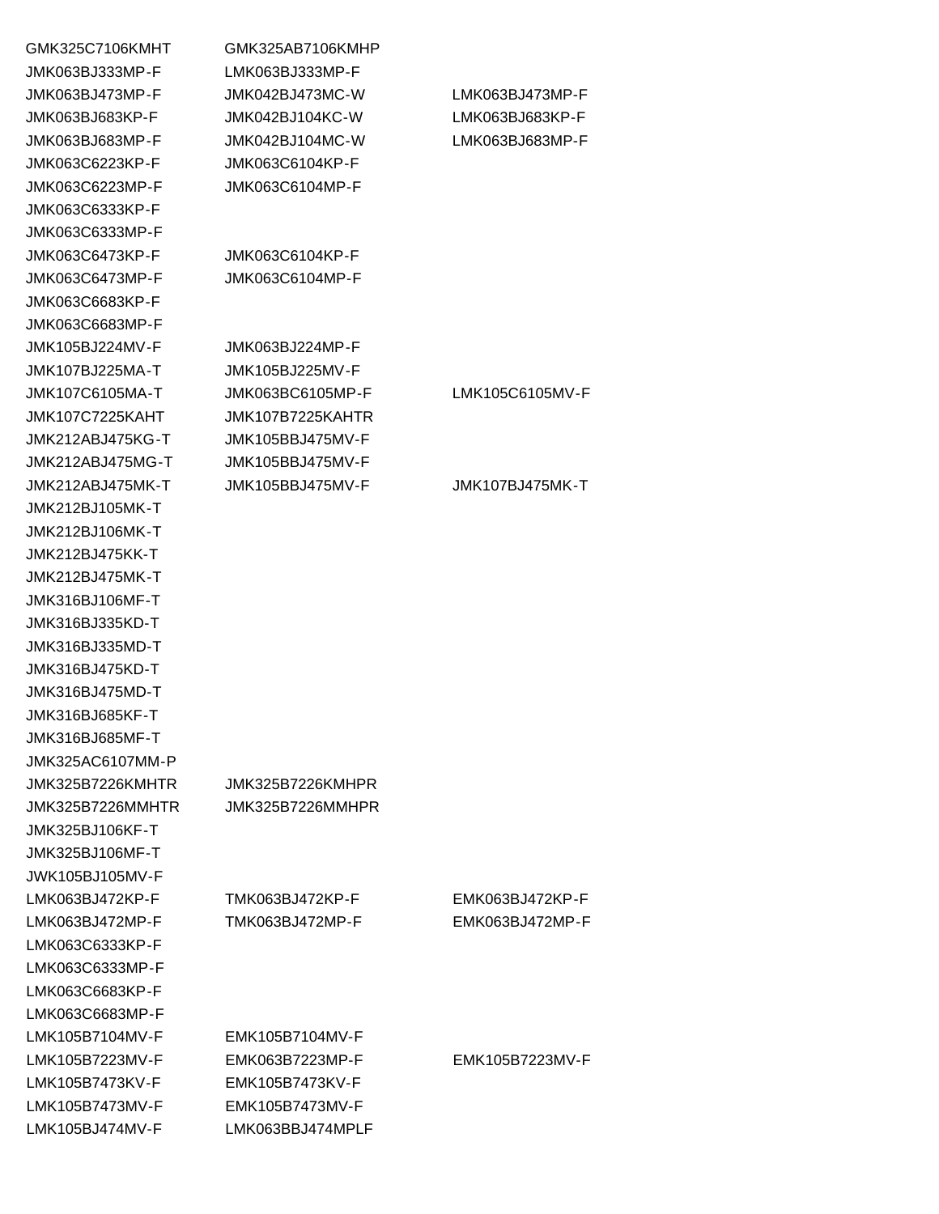| | | |
|---|---|---|
| GMK325C7106KMHT | GMK325AB7106KMHP | |
| JMK063BJ333MP-F | LMK063BJ333MP-F | |
| JMK063BJ473MP-F | JMK042BJ473MC-W | LMK063BJ473MP-F |
| JMK063BJ683KP-F | JMK042BJ104KC-W | LMK063BJ683KP-F |
| JMK063BJ683MP-F | JMK042BJ104MC-W | LMK063BJ683MP-F |
| JMK063C6223KP-F | JMK063C6104KP-F | |
| JMK063C6223MP-F | JMK063C6104MP-F | |
| JMK063C6333KP-F | | |
| JMK063C6333MP-F | | |
| JMK063C6473KP-F | JMK063C6104KP-F | |
| JMK063C6473MP-F | JMK063C6104MP-F | |
| JMK063C6683KP-F | | |
| JMK063C6683MP-F | | |
| JMK105BJ224MV-F | JMK063BJ224MP-F | |
| JMK107BJ225MA-T | JMK105BJ225MV-F | |
| JMK107C6105MA-T | JMK063BC6105MP-F | LMK105C6105MV-F |
| JMK107C7225KAHT | JMK107B7225KAHTR | |
| JMK212ABJ475KG-T | JMK105BBJ475MV-F | |
| JMK212ABJ475MG-T | JMK105BBJ475MV-F | |
| JMK212ABJ475MK-T | JMK105BBJ475MV-F | JMK107BJ475MK-T |
| JMK212BJ105MK-T | | |
| JMK212BJ106MK-T | | |
| JMK212BJ475KK-T | | |
| JMK212BJ475MK-T | | |
| JMK316BJ106MF-T | | |
| JMK316BJ335KD-T | | |
| JMK316BJ335MD-T | | |
| JMK316BJ475KD-T | | |
| JMK316BJ475MD-T | | |
| JMK316BJ685KF-T | | |
| JMK316BJ685MF-T | | |
| JMK325AC6107MM-P | | |
| JMK325B7226KMHTR | JMK325B7226KMHPR | |
| JMK325B7226MMHTR | JMK325B7226MMHPR | |
| JMK325BJ106KF-T | | |
| JMK325BJ106MF-T | | |
| JWK105BJ105MV-F | | |
| LMK063BJ472KP-F | TMK063BJ472KP-F | EMK063BJ472KP-F |
| LMK063BJ472MP-F | TMK063BJ472MP-F | EMK063BJ472MP-F |
| LMK063C6333KP-F | | |
| LMK063C6333MP-F | | |
| LMK063C6683KP-F | | |
| LMK063C6683MP-F | | |
| LMK105B7104MV-F | EMK105B7104MV-F | |
| LMK105B7223MV-F | EMK063B7223MP-F | EMK105B7223MV-F |
| LMK105B7473KV-F | EMK105B7473KV-F | |
| LMK105B7473MV-F | EMK105B7473MV-F | |
| LMK105BJ474MV-F | LMK063BBJ474MPLF | |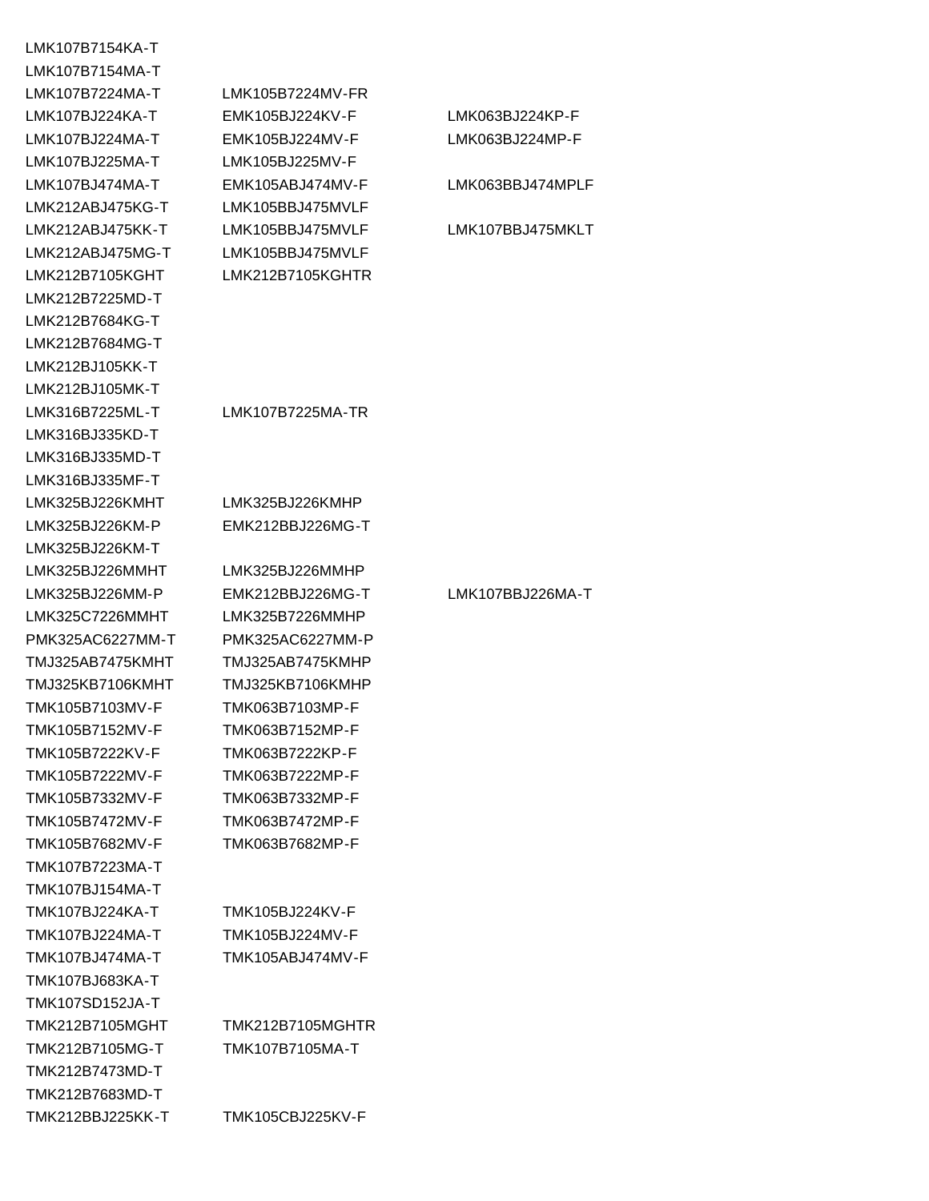| | | |
|---|---|---|
| LMK107B7154KA-T | | |
| LMK107B7154MA-T | | |
| LMK107B7224MA-T | LMK105B7224MV-FR | |
| LMK107BJ224KA-T | EMK105BJ224KV-F | LMK063BJ224KP-F |
| LMK107BJ224MA-T | EMK105BJ224MV-F | LMK063BJ224MP-F |
| LMK107BJ225MA-T | LMK105BJ225MV-F | |
| LMK107BJ474MA-T | EMK105ABJ474MV-F | LMK063BBJ474MPLF |
| LMK212ABJ475KG-T | LMK105BBJ475MVLF | |
| LMK212ABJ475KK-T | LMK105BBJ475MVLF | LMK107BBJ475MKLT |
| LMK212ABJ475MG-T | LMK105BBJ475MVLF | |
| LMK212B7105KGHT | LMK212B7105KGHTR | |
| LMK212B7225MD-T | | |
| LMK212B7684KG-T | | |
| LMK212B7684MG-T | | |
| LMK212BJ105KK-T | | |
| LMK212BJ105MK-T | | |
| LMK316B7225ML-T | LMK107B7225MA-TR | |
| LMK316BJ335KD-T | | |
| LMK316BJ335MD-T | | |
| LMK316BJ335MF-T | | |
| LMK325BJ226KMHT | LMK325BJ226KMHP | |
| LMK325BJ226KM-P | EMK212BBJ226MG-T | |
| LMK325BJ226KM-T | | |
| LMK325BJ226MMHT | LMK325BJ226MMHP | |
| LMK325BJ226MM-P | EMK212BBJ226MG-T | LMK107BBJ226MA-T |
| LMK325C7226MMHT | LMK325B7226MMHP | |
| PMK325AC6227MM-T | PMK325AC6227MM-P | |
| TMJ325AB7475KMHT | TMJ325AB7475KMHP | |
| TMJ325KB7106KMHT | TMJ325KB7106KMHP | |
| TMK105B7103MV-F | TMK063B7103MP-F | |
| TMK105B7152MV-F | TMK063B7152MP-F | |
| TMK105B7222KV-F | TMK063B7222KP-F | |
| TMK105B7222MV-F | TMK063B7222MP-F | |
| TMK105B7332MV-F | TMK063B7332MP-F | |
| TMK105B7472MV-F | TMK063B7472MP-F | |
| TMK105B7682MV-F | TMK063B7682MP-F | |
| TMK107B7223MA-T | | |
| TMK107BJ154MA-T | | |
| TMK107BJ224KA-T | TMK105BJ224KV-F | |
| TMK107BJ224MA-T | TMK105BJ224MV-F | |
| TMK107BJ474MA-T | TMK105ABJ474MV-F | |
| TMK107BJ683KA-T | | |
| TMK107SD152JA-T | | |
| TMK212B7105MGHT | TMK212B7105MGHTR | |
| TMK212B7105MG-T | TMK107B7105MA-T | |
| TMK212B7473MD-T | | |
| TMK212B7683MD-T | | |
| TMK212BBJ225KK-T | TMK105CBJ225KV-F | |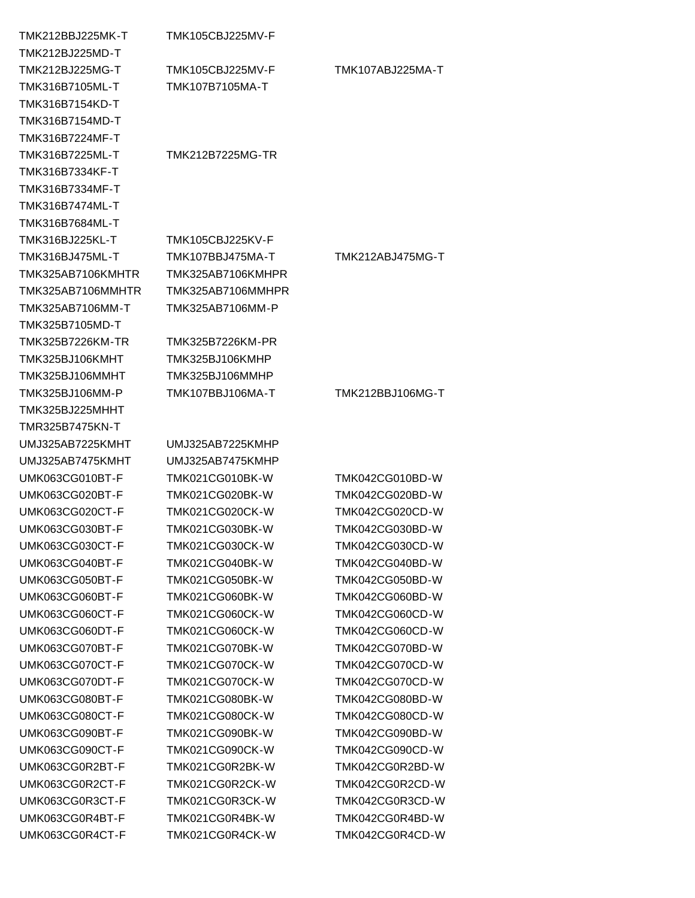| | | |
|---|---|---|
| TMK212BBJ225MK-T | TMK105CBJ225MV-F | |
| TMK212BJ225MD-T | | |
| TMK212BJ225MG-T | TMK105CBJ225MV-F | TMK107ABJ225MA-T |
| TMK316B7105ML-T | TMK107B7105MA-T | |
| TMK316B7154KD-T | | |
| TMK316B7154MD-T | | |
| TMK316B7224MF-T | | |
| TMK316B7225ML-T | TMK212B7225MG-TR | |
| TMK316B7334KF-T | | |
| TMK316B7334MF-T | | |
| TMK316B7474ML-T | | |
| TMK316B7684ML-T | | |
| TMK316BJ225KL-T | TMK105CBJ225KV-F | |
| TMK316BJ475ML-T | TMK107BBJ475MA-T | TMK212ABJ475MG-T |
| TMK325AB7106KMHTR | TMK325AB7106KMHPR | |
| TMK325AB7106MMHTR | TMK325AB7106MMHPR | |
| TMK325AB7106MM-T | TMK325AB7106MM-P | |
| TMK325B7105MD-T | | |
| TMK325B7226KM-TR | TMK325B7226KM-PR | |
| TMK325BJ106KMHT | TMK325BJ106KMHP | |
| TMK325BJ106MMHT | TMK325BJ106MMHP | |
| TMK325BJ106MM-P | TMK107BBJ106MA-T | TMK212BBJ106MG-T |
| TMK325BJ225MHHT | | |
| TMR325B7475KN-T | | |
| UMJ325AB7225KMHT | UMJ325AB7225KMHP | |
| UMJ325AB7475KMHT | UMJ325AB7475KMHP | |
| UMK063CG010BT-F | TMK021CG010BK-W | TMK042CG010BD-W |
| UMK063CG020BT-F | TMK021CG020BK-W | TMK042CG020BD-W |
| UMK063CG020CT-F | TMK021CG020CK-W | TMK042CG020CD-W |
| UMK063CG030BT-F | TMK021CG030BK-W | TMK042CG030BD-W |
| UMK063CG030CT-F | TMK021CG030CK-W | TMK042CG030CD-W |
| UMK063CG040BT-F | TMK021CG040BK-W | TMK042CG040BD-W |
| UMK063CG050BT-F | TMK021CG050BK-W | TMK042CG050BD-W |
| UMK063CG060BT-F | TMK021CG060BK-W | TMK042CG060BD-W |
| UMK063CG060CT-F | TMK021CG060CK-W | TMK042CG060CD-W |
| UMK063CG060DT-F | TMK021CG060CK-W | TMK042CG060CD-W |
| UMK063CG070BT-F | TMK021CG070BK-W | TMK042CG070BD-W |
| UMK063CG070CT-F | TMK021CG070CK-W | TMK042CG070CD-W |
| UMK063CG070DT-F | TMK021CG070CK-W | TMK042CG070CD-W |
| UMK063CG080BT-F | TMK021CG080BK-W | TMK042CG080BD-W |
| UMK063CG080CT-F | TMK021CG080CK-W | TMK042CG080CD-W |
| UMK063CG090BT-F | TMK021CG090BK-W | TMK042CG090BD-W |
| UMK063CG090CT-F | TMK021CG090CK-W | TMK042CG090CD-W |
| UMK063CG0R2BT-F | TMK021CG0R2BK-W | TMK042CG0R2BD-W |
| UMK063CG0R2CT-F | TMK021CG0R2CK-W | TMK042CG0R2CD-W |
| UMK063CG0R3CT-F | TMK021CG0R3CK-W | TMK042CG0R3CD-W |
| UMK063CG0R4BT-F | TMK021CG0R4BK-W | TMK042CG0R4BD-W |
| UMK063CG0R4CT-F | TMK021CG0R4CK-W | TMK042CG0R4CD-W |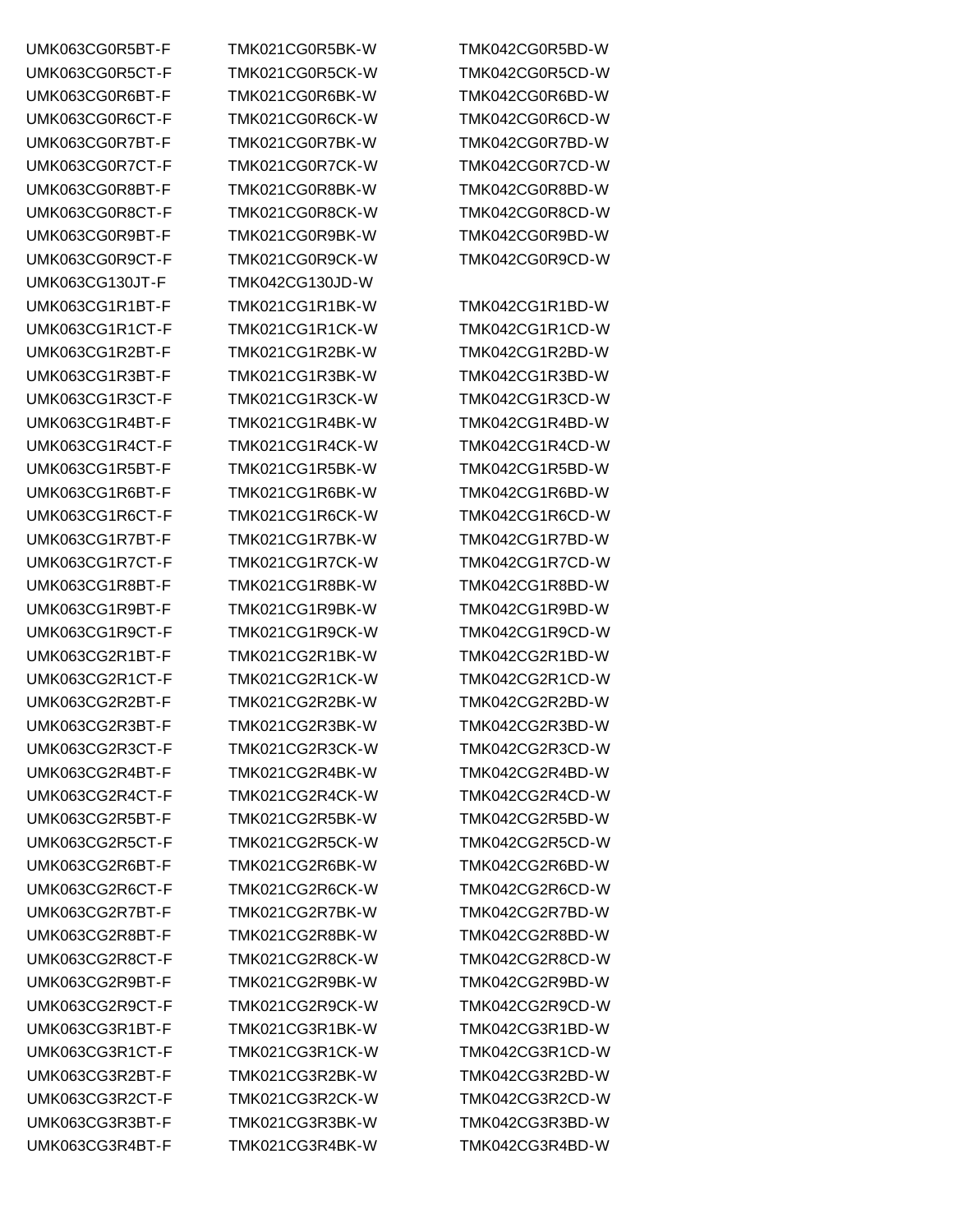| | | |
|---|---|---|
| UMK063CG0R5BT-F | TMK021CG0R5BK-W | TMK042CG0R5BD-W |
| UMK063CG0R5CT-F | TMK021CG0R5CK-W | TMK042CG0R5CD-W |
| UMK063CG0R6BT-F | TMK021CG0R6BK-W | TMK042CG0R6BD-W |
| UMK063CG0R6CT-F | TMK021CG0R6CK-W | TMK042CG0R6CD-W |
| UMK063CG0R7BT-F | TMK021CG0R7BK-W | TMK042CG0R7BD-W |
| UMK063CG0R7CT-F | TMK021CG0R7CK-W | TMK042CG0R7CD-W |
| UMK063CG0R8BT-F | TMK021CG0R8BK-W | TMK042CG0R8BD-W |
| UMK063CG0R8CT-F | TMK021CG0R8CK-W | TMK042CG0R8CD-W |
| UMK063CG0R9BT-F | TMK021CG0R9BK-W | TMK042CG0R9BD-W |
| UMK063CG0R9CT-F | TMK021CG0R9CK-W | TMK042CG0R9CD-W |
| UMK063CG130JT-F | TMK042CG130JD-W | |
| UMK063CG1R1BT-F | TMK021CG1R1BK-W | TMK042CG1R1BD-W |
| UMK063CG1R1CT-F | TMK021CG1R1CK-W | TMK042CG1R1CD-W |
| UMK063CG1R2BT-F | TMK021CG1R2BK-W | TMK042CG1R2BD-W |
| UMK063CG1R3BT-F | TMK021CG1R3BK-W | TMK042CG1R3BD-W |
| UMK063CG1R3CT-F | TMK021CG1R3CK-W | TMK042CG1R3CD-W |
| UMK063CG1R4BT-F | TMK021CG1R4BK-W | TMK042CG1R4BD-W |
| UMK063CG1R4CT-F | TMK021CG1R4CK-W | TMK042CG1R4CD-W |
| UMK063CG1R5BT-F | TMK021CG1R5BK-W | TMK042CG1R5BD-W |
| UMK063CG1R6BT-F | TMK021CG1R6BK-W | TMK042CG1R6BD-W |
| UMK063CG1R6CT-F | TMK021CG1R6CK-W | TMK042CG1R6CD-W |
| UMK063CG1R7BT-F | TMK021CG1R7BK-W | TMK042CG1R7BD-W |
| UMK063CG1R7CT-F | TMK021CG1R7CK-W | TMK042CG1R7CD-W |
| UMK063CG1R8BT-F | TMK021CG1R8BK-W | TMK042CG1R8BD-W |
| UMK063CG1R9BT-F | TMK021CG1R9BK-W | TMK042CG1R9BD-W |
| UMK063CG1R9CT-F | TMK021CG1R9CK-W | TMK042CG1R9CD-W |
| UMK063CG2R1BT-F | TMK021CG2R1BK-W | TMK042CG2R1BD-W |
| UMK063CG2R1CT-F | TMK021CG2R1CK-W | TMK042CG2R1CD-W |
| UMK063CG2R2BT-F | TMK021CG2R2BK-W | TMK042CG2R2BD-W |
| UMK063CG2R3BT-F | TMK021CG2R3BK-W | TMK042CG2R3BD-W |
| UMK063CG2R3CT-F | TMK021CG2R3CK-W | TMK042CG2R3CD-W |
| UMK063CG2R4BT-F | TMK021CG2R4BK-W | TMK042CG2R4BD-W |
| UMK063CG2R4CT-F | TMK021CG2R4CK-W | TMK042CG2R4CD-W |
| UMK063CG2R5BT-F | TMK021CG2R5BK-W | TMK042CG2R5BD-W |
| UMK063CG2R5CT-F | TMK021CG2R5CK-W | TMK042CG2R5CD-W |
| UMK063CG2R6BT-F | TMK021CG2R6BK-W | TMK042CG2R6BD-W |
| UMK063CG2R6CT-F | TMK021CG2R6CK-W | TMK042CG2R6CD-W |
| UMK063CG2R7BT-F | TMK021CG2R7BK-W | TMK042CG2R7BD-W |
| UMK063CG2R8BT-F | TMK021CG2R8BK-W | TMK042CG2R8BD-W |
| UMK063CG2R8CT-F | TMK021CG2R8CK-W | TMK042CG2R8CD-W |
| UMK063CG2R9BT-F | TMK021CG2R9BK-W | TMK042CG2R9BD-W |
| UMK063CG2R9CT-F | TMK021CG2R9CK-W | TMK042CG2R9CD-W |
| UMK063CG3R1BT-F | TMK021CG3R1BK-W | TMK042CG3R1BD-W |
| UMK063CG3R1CT-F | TMK021CG3R1CK-W | TMK042CG3R1CD-W |
| UMK063CG3R2BT-F | TMK021CG3R2BK-W | TMK042CG3R2BD-W |
| UMK063CG3R2CT-F | TMK021CG3R2CK-W | TMK042CG3R2CD-W |
| UMK063CG3R3BT-F | TMK021CG3R3BK-W | TMK042CG3R3BD-W |
| UMK063CG3R4BT-F | TMK021CG3R4BK-W | TMK042CG3R4BD-W |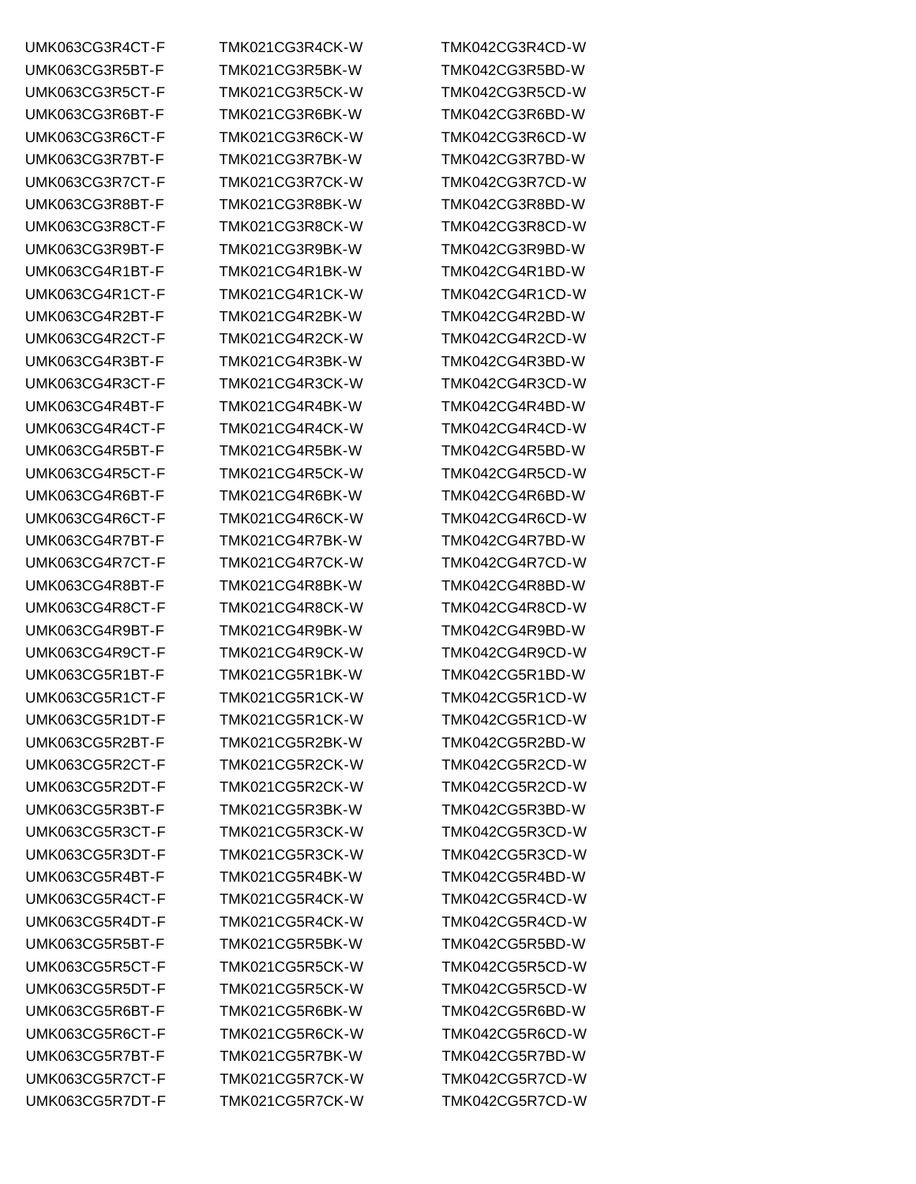| | | |
|---|---|---|
| UMK063CG3R4CT-F | TMK021CG3R4CK-W | TMK042CG3R4CD-W |
| UMK063CG3R5BT-F | TMK021CG3R5BK-W | TMK042CG3R5BD-W |
| UMK063CG3R5CT-F | TMK021CG3R5CK-W | TMK042CG3R5CD-W |
| UMK063CG3R6BT-F | TMK021CG3R6BK-W | TMK042CG3R6BD-W |
| UMK063CG3R6CT-F | TMK021CG3R6CK-W | TMK042CG3R6CD-W |
| UMK063CG3R7BT-F | TMK021CG3R7BK-W | TMK042CG3R7BD-W |
| UMK063CG3R7CT-F | TMK021CG3R7CK-W | TMK042CG3R7CD-W |
| UMK063CG3R8BT-F | TMK021CG3R8BK-W | TMK042CG3R8BD-W |
| UMK063CG3R8CT-F | TMK021CG3R8CK-W | TMK042CG3R8CD-W |
| UMK063CG3R9BT-F | TMK021CG3R9BK-W | TMK042CG3R9BD-W |
| UMK063CG4R1BT-F | TMK021CG4R1BK-W | TMK042CG4R1BD-W |
| UMK063CG4R1CT-F | TMK021CG4R1CK-W | TMK042CG4R1CD-W |
| UMK063CG4R2BT-F | TMK021CG4R2BK-W | TMK042CG4R2BD-W |
| UMK063CG4R2CT-F | TMK021CG4R2CK-W | TMK042CG4R2CD-W |
| UMK063CG4R3BT-F | TMK021CG4R3BK-W | TMK042CG4R3BD-W |
| UMK063CG4R3CT-F | TMK021CG4R3CK-W | TMK042CG4R3CD-W |
| UMK063CG4R4BT-F | TMK021CG4R4BK-W | TMK042CG4R4BD-W |
| UMK063CG4R4CT-F | TMK021CG4R4CK-W | TMK042CG4R4CD-W |
| UMK063CG4R5BT-F | TMK021CG4R5BK-W | TMK042CG4R5BD-W |
| UMK063CG4R5CT-F | TMK021CG4R5CK-W | TMK042CG4R5CD-W |
| UMK063CG4R6BT-F | TMK021CG4R6BK-W | TMK042CG4R6BD-W |
| UMK063CG4R6CT-F | TMK021CG4R6CK-W | TMK042CG4R6CD-W |
| UMK063CG4R7BT-F | TMK021CG4R7BK-W | TMK042CG4R7BD-W |
| UMK063CG4R7CT-F | TMK021CG4R7CK-W | TMK042CG4R7CD-W |
| UMK063CG4R8BT-F | TMK021CG4R8BK-W | TMK042CG4R8BD-W |
| UMK063CG4R8CT-F | TMK021CG4R8CK-W | TMK042CG4R8CD-W |
| UMK063CG4R9BT-F | TMK021CG4R9BK-W | TMK042CG4R9BD-W |
| UMK063CG4R9CT-F | TMK021CG4R9CK-W | TMK042CG4R9CD-W |
| UMK063CG5R1BT-F | TMK021CG5R1BK-W | TMK042CG5R1BD-W |
| UMK063CG5R1CT-F | TMK021CG5R1CK-W | TMK042CG5R1CD-W |
| UMK063CG5R1DT-F | TMK021CG5R1CK-W | TMK042CG5R1CD-W |
| UMK063CG5R2BT-F | TMK021CG5R2BK-W | TMK042CG5R2BD-W |
| UMK063CG5R2CT-F | TMK021CG5R2CK-W | TMK042CG5R2CD-W |
| UMK063CG5R2DT-F | TMK021CG5R2CK-W | TMK042CG5R2CD-W |
| UMK063CG5R3BT-F | TMK021CG5R3BK-W | TMK042CG5R3BD-W |
| UMK063CG5R3CT-F | TMK021CG5R3CK-W | TMK042CG5R3CD-W |
| UMK063CG5R3DT-F | TMK021CG5R3CK-W | TMK042CG5R3CD-W |
| UMK063CG5R4BT-F | TMK021CG5R4BK-W | TMK042CG5R4BD-W |
| UMK063CG5R4CT-F | TMK021CG5R4CK-W | TMK042CG5R4CD-W |
| UMK063CG5R4DT-F | TMK021CG5R4CK-W | TMK042CG5R4CD-W |
| UMK063CG5R5BT-F | TMK021CG5R5BK-W | TMK042CG5R5BD-W |
| UMK063CG5R5CT-F | TMK021CG5R5CK-W | TMK042CG5R5CD-W |
| UMK063CG5R5DT-F | TMK021CG5R5CK-W | TMK042CG5R5CD-W |
| UMK063CG5R6BT-F | TMK021CG5R6BK-W | TMK042CG5R6BD-W |
| UMK063CG5R6CT-F | TMK021CG5R6CK-W | TMK042CG5R6CD-W |
| UMK063CG5R7BT-F | TMK021CG5R7BK-W | TMK042CG5R7BD-W |
| UMK063CG5R7CT-F | TMK021CG5R7CK-W | TMK042CG5R7CD-W |
| UMK063CG5R7DT-F | TMK021CG5R7CK-W | TMK042CG5R7CD-W |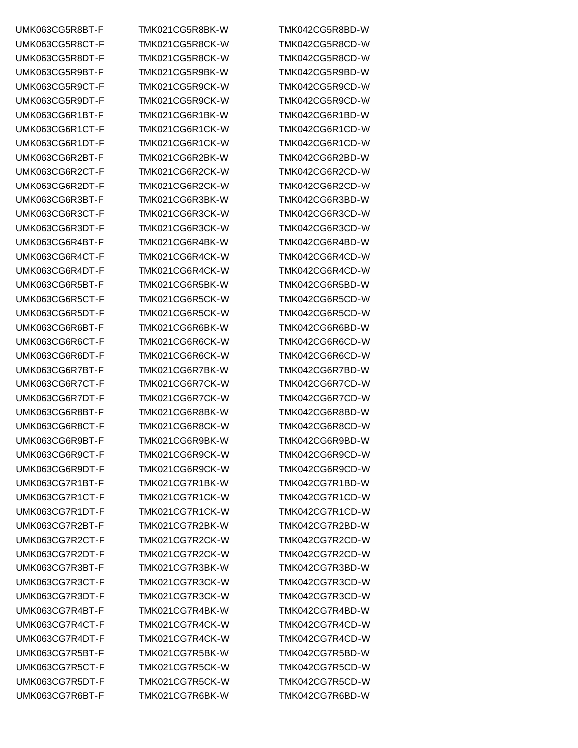| | | |
|---|---|---|
| UMK063CG5R8BT-F | TMK021CG5R8BK-W | TMK042CG5R8BD-W |
| UMK063CG5R8CT-F | TMK021CG5R8CK-W | TMK042CG5R8CD-W |
| UMK063CG5R8DT-F | TMK021CG5R8CK-W | TMK042CG5R8CD-W |
| UMK063CG5R9BT-F | TMK021CG5R9BK-W | TMK042CG5R9BD-W |
| UMK063CG5R9CT-F | TMK021CG5R9CK-W | TMK042CG5R9CD-W |
| UMK063CG5R9DT-F | TMK021CG5R9CK-W | TMK042CG5R9CD-W |
| UMK063CG6R1BT-F | TMK021CG6R1BK-W | TMK042CG6R1BD-W |
| UMK063CG6R1CT-F | TMK021CG6R1CK-W | TMK042CG6R1CD-W |
| UMK063CG6R1DT-F | TMK021CG6R1CK-W | TMK042CG6R1CD-W |
| UMK063CG6R2BT-F | TMK021CG6R2BK-W | TMK042CG6R2BD-W |
| UMK063CG6R2CT-F | TMK021CG6R2CK-W | TMK042CG6R2CD-W |
| UMK063CG6R2DT-F | TMK021CG6R2CK-W | TMK042CG6R2CD-W |
| UMK063CG6R3BT-F | TMK021CG6R3BK-W | TMK042CG6R3BD-W |
| UMK063CG6R3CT-F | TMK021CG6R3CK-W | TMK042CG6R3CD-W |
| UMK063CG6R3DT-F | TMK021CG6R3CK-W | TMK042CG6R3CD-W |
| UMK063CG6R4BT-F | TMK021CG6R4BK-W | TMK042CG6R4BD-W |
| UMK063CG6R4CT-F | TMK021CG6R4CK-W | TMK042CG6R4CD-W |
| UMK063CG6R4DT-F | TMK021CG6R4CK-W | TMK042CG6R4CD-W |
| UMK063CG6R5BT-F | TMK021CG6R5BK-W | TMK042CG6R5BD-W |
| UMK063CG6R5CT-F | TMK021CG6R5CK-W | TMK042CG6R5CD-W |
| UMK063CG6R5DT-F | TMK021CG6R5CK-W | TMK042CG6R5CD-W |
| UMK063CG6R6BT-F | TMK021CG6R6BK-W | TMK042CG6R6BD-W |
| UMK063CG6R6CT-F | TMK021CG6R6CK-W | TMK042CG6R6CD-W |
| UMK063CG6R6DT-F | TMK021CG6R6CK-W | TMK042CG6R6CD-W |
| UMK063CG6R7BT-F | TMK021CG6R7BK-W | TMK042CG6R7BD-W |
| UMK063CG6R7CT-F | TMK021CG6R7CK-W | TMK042CG6R7CD-W |
| UMK063CG6R7DT-F | TMK021CG6R7CK-W | TMK042CG6R7CD-W |
| UMK063CG6R8BT-F | TMK021CG6R8BK-W | TMK042CG6R8BD-W |
| UMK063CG6R8CT-F | TMK021CG6R8CK-W | TMK042CG6R8CD-W |
| UMK063CG6R9BT-F | TMK021CG6R9BK-W | TMK042CG6R9BD-W |
| UMK063CG6R9CT-F | TMK021CG6R9CK-W | TMK042CG6R9CD-W |
| UMK063CG6R9DT-F | TMK021CG6R9CK-W | TMK042CG6R9CD-W |
| UMK063CG7R1BT-F | TMK021CG7R1BK-W | TMK042CG7R1BD-W |
| UMK063CG7R1CT-F | TMK021CG7R1CK-W | TMK042CG7R1CD-W |
| UMK063CG7R1DT-F | TMK021CG7R1CK-W | TMK042CG7R1CD-W |
| UMK063CG7R2BT-F | TMK021CG7R2BK-W | TMK042CG7R2BD-W |
| UMK063CG7R2CT-F | TMK021CG7R2CK-W | TMK042CG7R2CD-W |
| UMK063CG7R2DT-F | TMK021CG7R2CK-W | TMK042CG7R2CD-W |
| UMK063CG7R3BT-F | TMK021CG7R3BK-W | TMK042CG7R3BD-W |
| UMK063CG7R3CT-F | TMK021CG7R3CK-W | TMK042CG7R3CD-W |
| UMK063CG7R3DT-F | TMK021CG7R3CK-W | TMK042CG7R3CD-W |
| UMK063CG7R4BT-F | TMK021CG7R4BK-W | TMK042CG7R4BD-W |
| UMK063CG7R4CT-F | TMK021CG7R4CK-W | TMK042CG7R4CD-W |
| UMK063CG7R4DT-F | TMK021CG7R4CK-W | TMK042CG7R4CD-W |
| UMK063CG7R5BT-F | TMK021CG7R5BK-W | TMK042CG7R5BD-W |
| UMK063CG7R5CT-F | TMK021CG7R5CK-W | TMK042CG7R5CD-W |
| UMK063CG7R5DT-F | TMK021CG7R5CK-W | TMK042CG7R5CD-W |
| UMK063CG7R6BT-F | TMK021CG7R6BK-W | TMK042CG7R6BD-W |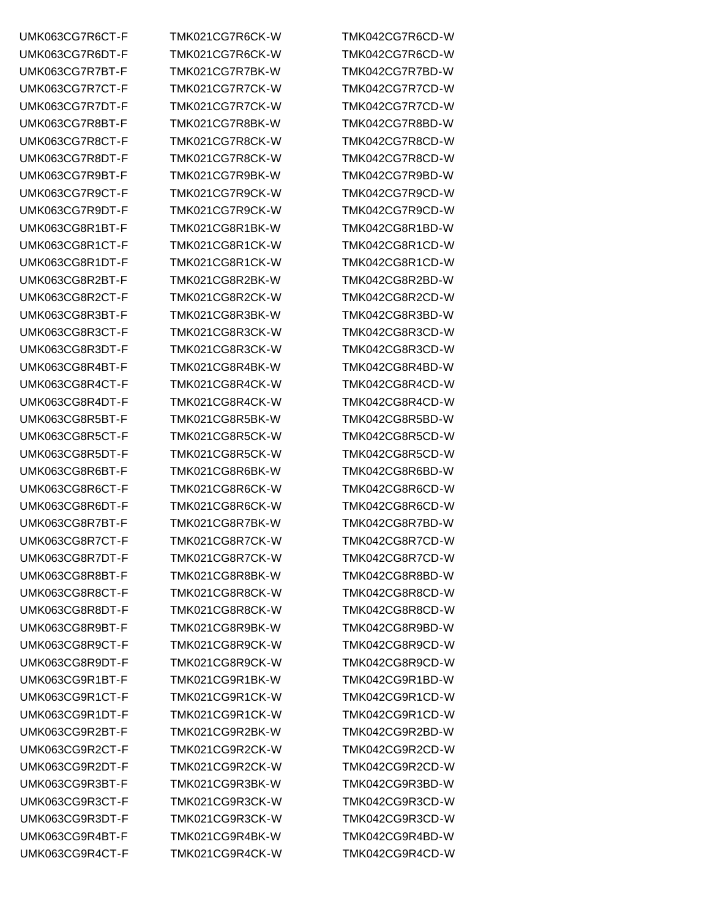| | | |
|---|---|---|
| UMK063CG7R6CT-F | TMK021CG7R6CK-W | TMK042CG7R6CD-W |
| UMK063CG7R6DT-F | TMK021CG7R6CK-W | TMK042CG7R6CD-W |
| UMK063CG7R7BT-F | TMK021CG7R7BK-W | TMK042CG7R7BD-W |
| UMK063CG7R7CT-F | TMK021CG7R7CK-W | TMK042CG7R7CD-W |
| UMK063CG7R7DT-F | TMK021CG7R7CK-W | TMK042CG7R7CD-W |
| UMK063CG7R8BT-F | TMK021CG7R8BK-W | TMK042CG7R8BD-W |
| UMK063CG7R8CT-F | TMK021CG7R8CK-W | TMK042CG7R8CD-W |
| UMK063CG7R8DT-F | TMK021CG7R8CK-W | TMK042CG7R8CD-W |
| UMK063CG7R9BT-F | TMK021CG7R9BK-W | TMK042CG7R9BD-W |
| UMK063CG7R9CT-F | TMK021CG7R9CK-W | TMK042CG7R9CD-W |
| UMK063CG7R9DT-F | TMK021CG7R9CK-W | TMK042CG7R9CD-W |
| UMK063CG8R1BT-F | TMK021CG8R1BK-W | TMK042CG8R1BD-W |
| UMK063CG8R1CT-F | TMK021CG8R1CK-W | TMK042CG8R1CD-W |
| UMK063CG8R1DT-F | TMK021CG8R1CK-W | TMK042CG8R1CD-W |
| UMK063CG8R2BT-F | TMK021CG8R2BK-W | TMK042CG8R2BD-W |
| UMK063CG8R2CT-F | TMK021CG8R2CK-W | TMK042CG8R2CD-W |
| UMK063CG8R3BT-F | TMK021CG8R3BK-W | TMK042CG8R3BD-W |
| UMK063CG8R3CT-F | TMK021CG8R3CK-W | TMK042CG8R3CD-W |
| UMK063CG8R3DT-F | TMK021CG8R3CK-W | TMK042CG8R3CD-W |
| UMK063CG8R4BT-F | TMK021CG8R4BK-W | TMK042CG8R4BD-W |
| UMK063CG8R4CT-F | TMK021CG8R4CK-W | TMK042CG8R4CD-W |
| UMK063CG8R4DT-F | TMK021CG8R4CK-W | TMK042CG8R4CD-W |
| UMK063CG8R5BT-F | TMK021CG8R5BK-W | TMK042CG8R5BD-W |
| UMK063CG8R5CT-F | TMK021CG8R5CK-W | TMK042CG8R5CD-W |
| UMK063CG8R5DT-F | TMK021CG8R5CK-W | TMK042CG8R5CD-W |
| UMK063CG8R6BT-F | TMK021CG8R6BK-W | TMK042CG8R6BD-W |
| UMK063CG8R6CT-F | TMK021CG8R6CK-W | TMK042CG8R6CD-W |
| UMK063CG8R6DT-F | TMK021CG8R6CK-W | TMK042CG8R6CD-W |
| UMK063CG8R7BT-F | TMK021CG8R7BK-W | TMK042CG8R7BD-W |
| UMK063CG8R7CT-F | TMK021CG8R7CK-W | TMK042CG8R7CD-W |
| UMK063CG8R7DT-F | TMK021CG8R7CK-W | TMK042CG8R7CD-W |
| UMK063CG8R8BT-F | TMK021CG8R8BK-W | TMK042CG8R8BD-W |
| UMK063CG8R8CT-F | TMK021CG8R8CK-W | TMK042CG8R8CD-W |
| UMK063CG8R8DT-F | TMK021CG8R8CK-W | TMK042CG8R8CD-W |
| UMK063CG8R9BT-F | TMK021CG8R9BK-W | TMK042CG8R9BD-W |
| UMK063CG8R9CT-F | TMK021CG8R9CK-W | TMK042CG8R9CD-W |
| UMK063CG8R9DT-F | TMK021CG8R9CK-W | TMK042CG8R9CD-W |
| UMK063CG9R1BT-F | TMK021CG9R1BK-W | TMK042CG9R1BD-W |
| UMK063CG9R1CT-F | TMK021CG9R1CK-W | TMK042CG9R1CD-W |
| UMK063CG9R1DT-F | TMK021CG9R1CK-W | TMK042CG9R1CD-W |
| UMK063CG9R2BT-F | TMK021CG9R2BK-W | TMK042CG9R2BD-W |
| UMK063CG9R2CT-F | TMK021CG9R2CK-W | TMK042CG9R2CD-W |
| UMK063CG9R2DT-F | TMK021CG9R2CK-W | TMK042CG9R2CD-W |
| UMK063CG9R3BT-F | TMK021CG9R3BK-W | TMK042CG9R3BD-W |
| UMK063CG9R3CT-F | TMK021CG9R3CK-W | TMK042CG9R3CD-W |
| UMK063CG9R3DT-F | TMK021CG9R3CK-W | TMK042CG9R3CD-W |
| UMK063CG9R4BT-F | TMK021CG9R4BK-W | TMK042CG9R4BD-W |
| UMK063CG9R4CT-F | TMK021CG9R4CK-W | TMK042CG9R4CD-W |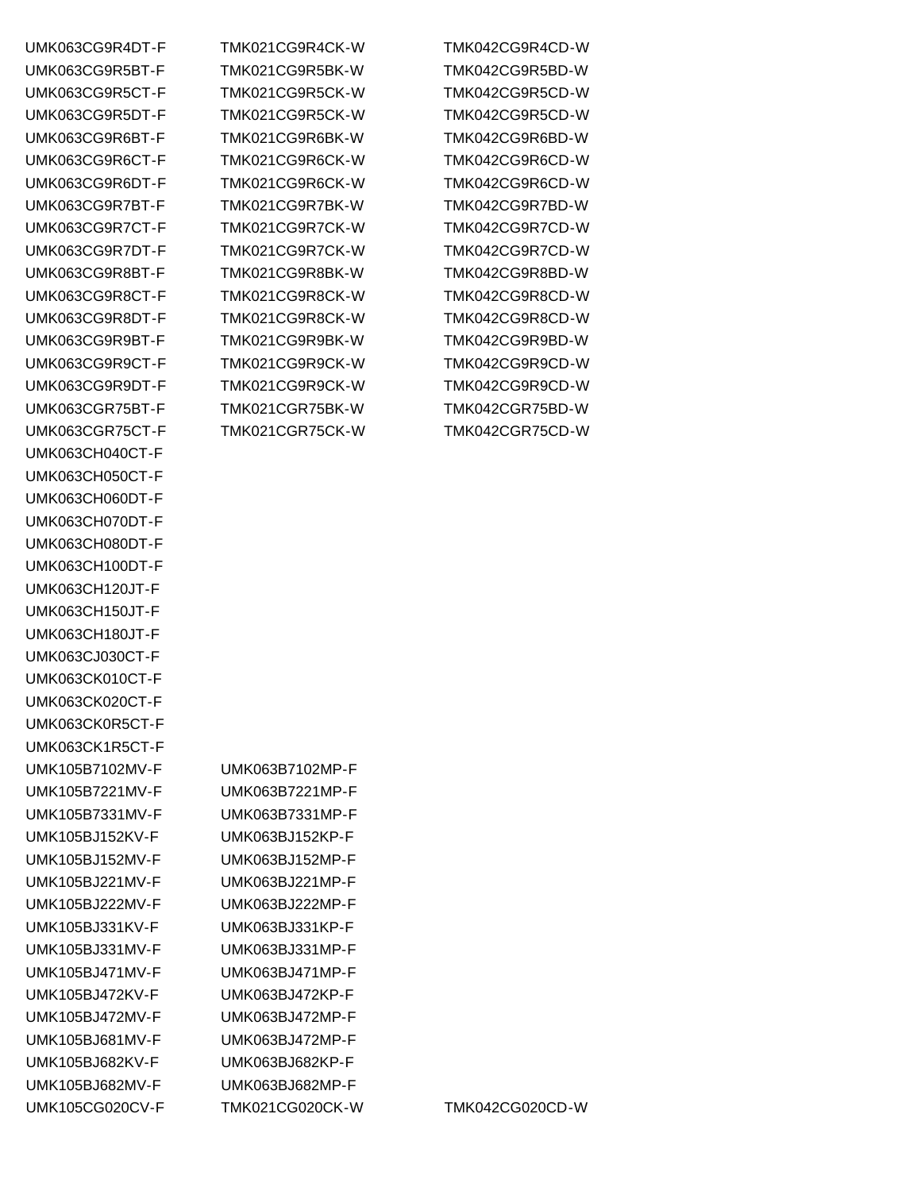| | | |
|---|---|---|
| UMK063CG9R4DT-F | TMK021CG9R4CK-W | TMK042CG9R4CD-W |
| UMK063CG9R5BT-F | TMK021CG9R5BK-W | TMK042CG9R5BD-W |
| UMK063CG9R5CT-F | TMK021CG9R5CK-W | TMK042CG9R5CD-W |
| UMK063CG9R5DT-F | TMK021CG9R5CK-W | TMK042CG9R5CD-W |
| UMK063CG9R6BT-F | TMK021CG9R6BK-W | TMK042CG9R6BD-W |
| UMK063CG9R6CT-F | TMK021CG9R6CK-W | TMK042CG9R6CD-W |
| UMK063CG9R6DT-F | TMK021CG9R6CK-W | TMK042CG9R6CD-W |
| UMK063CG9R7BT-F | TMK021CG9R7BK-W | TMK042CG9R7BD-W |
| UMK063CG9R7CT-F | TMK021CG9R7CK-W | TMK042CG9R7CD-W |
| UMK063CG9R7DT-F | TMK021CG9R7CK-W | TMK042CG9R7CD-W |
| UMK063CG9R8BT-F | TMK021CG9R8BK-W | TMK042CG9R8BD-W |
| UMK063CG9R8CT-F | TMK021CG9R8CK-W | TMK042CG9R8CD-W |
| UMK063CG9R8DT-F | TMK021CG9R8CK-W | TMK042CG9R8CD-W |
| UMK063CG9R9BT-F | TMK021CG9R9BK-W | TMK042CG9R9BD-W |
| UMK063CG9R9CT-F | TMK021CG9R9CK-W | TMK042CG9R9CD-W |
| UMK063CG9R9DT-F | TMK021CG9R9CK-W | TMK042CG9R9CD-W |
| UMK063CGR75BT-F | TMK021CGR75BK-W | TMK042CGR75BD-W |
| UMK063CGR75CT-F | TMK021CGR75CK-W | TMK042CGR75CD-W |
| UMK063CH040CT-F | | |
| UMK063CH050CT-F | | |
| UMK063CH060DT-F | | |
| UMK063CH070DT-F | | |
| UMK063CH080DT-F | | |
| UMK063CH100DT-F | | |
| UMK063CH120JT-F | | |
| UMK063CH150JT-F | | |
| UMK063CH180JT-F | | |
| UMK063CJ030CT-F | | |
| UMK063CK010CT-F | | |
| UMK063CK020CT-F | | |
| UMK063CK0R5CT-F | | |
| UMK063CK1R5CT-F | | |
| UMK105B7102MV-F | UMK063B7102MP-F | |
| UMK105B7221MV-F | UMK063B7221MP-F | |
| UMK105B7331MV-F | UMK063B7331MP-F | |
| UMK105BJ152KV-F | UMK063BJ152KP-F | |
| UMK105BJ152MV-F | UMK063BJ152MP-F | |
| UMK105BJ221MV-F | UMK063BJ221MP-F | |
| UMK105BJ222MV-F | UMK063BJ222MP-F | |
| UMK105BJ331KV-F | UMK063BJ331KP-F | |
| UMK105BJ331MV-F | UMK063BJ331MP-F | |
| UMK105BJ471MV-F | UMK063BJ471MP-F | |
| UMK105BJ472KV-F | UMK063BJ472KP-F | |
| UMK105BJ472MV-F | UMK063BJ472MP-F | |
| UMK105BJ681MV-F | UMK063BJ472MP-F | |
| UMK105BJ682KV-F | UMK063BJ682KP-F | |
| UMK105BJ682MV-F | UMK063BJ682MP-F | |
| UMK105CG020CV-F | TMK021CG020CK-W | TMK042CG020CD-W |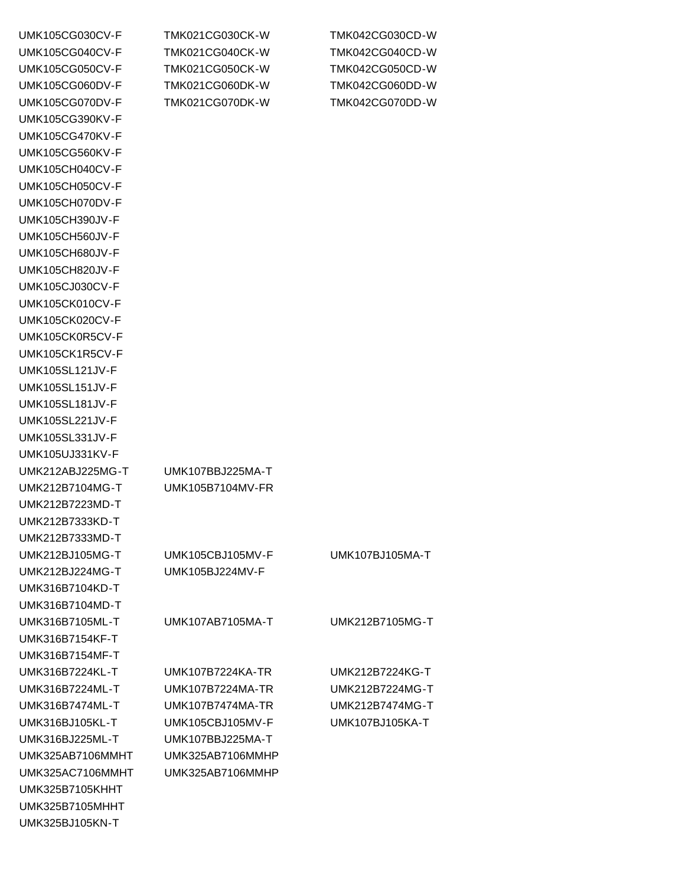| | | |
|---|---|---|
| UMK105CG030CV-F | TMK021CG030CK-W | TMK042CG030CD-W |
| UMK105CG040CV-F | TMK021CG040CK-W | TMK042CG040CD-W |
| UMK105CG050CV-F | TMK021CG050CK-W | TMK042CG050CD-W |
| UMK105CG060DV-F | TMK021CG060DK-W | TMK042CG060DD-W |
| UMK105CG070DV-F | TMK021CG070DK-W | TMK042CG070DD-W |
| UMK105CG390KV-F | | |
| UMK105CG470KV-F | | |
| UMK105CG560KV-F | | |
| UMK105CH040CV-F | | |
| UMK105CH050CV-F | | |
| UMK105CH070DV-F | | |
| UMK105CH390JV-F | | |
| UMK105CH560JV-F | | |
| UMK105CH680JV-F | | |
| UMK105CH820JV-F | | |
| UMK105CJ030CV-F | | |
| UMK105CK010CV-F | | |
| UMK105CK020CV-F | | |
| UMK105CK0R5CV-F | | |
| UMK105CK1R5CV-F | | |
| UMK105SL121JV-F | | |
| UMK105SL151JV-F | | |
| UMK105SL181JV-F | | |
| UMK105SL221JV-F | | |
| UMK105SL331JV-F | | |
| UMK105UJ331KV-F | | |
| UMK212ABJ225MG-T | UMK107BBJ225MA-T | |
| UMK212B7104MG-T | UMK105B7104MV-FR | |
| UMK212B7223MD-T | | |
| UMK212B7333KD-T | | |
| UMK212B7333MD-T | | |
| UMK212BJ105MG-T | UMK105CBJ105MV-F | UMK107BJ105MA-T |
| UMK212BJ224MG-T | UMK105BJ224MV-F | |
| UMK316B7104KD-T | | |
| UMK316B7104MD-T | | |
| UMK316B7105ML-T | UMK107AB7105MA-T | UMK212B7105MG-T |
| UMK316B7154KF-T | | |
| UMK316B7154MF-T | | |
| UMK316B7224KL-T | UMK107B7224KA-TR | UMK212B7224KG-T |
| UMK316B7224ML-T | UMK107B7224MA-TR | UMK212B7224MG-T |
| UMK316B7474ML-T | UMK107B7474MA-TR | UMK212B7474MG-T |
| UMK316BJ105KL-T | UMK105CBJ105MV-F | UMK107BJ105KA-T |
| UMK316BJ225ML-T | UMK107BBJ225MA-T | |
| UMK325AB7106MMHT | UMK325AB7106MMHP | |
| UMK325AC7106MMHT | UMK325AB7106MMHP | |
| UMK325B7105KHHT | | |
| UMK325B7105MHHT | | |
| UMK325BJ105KN-T | | |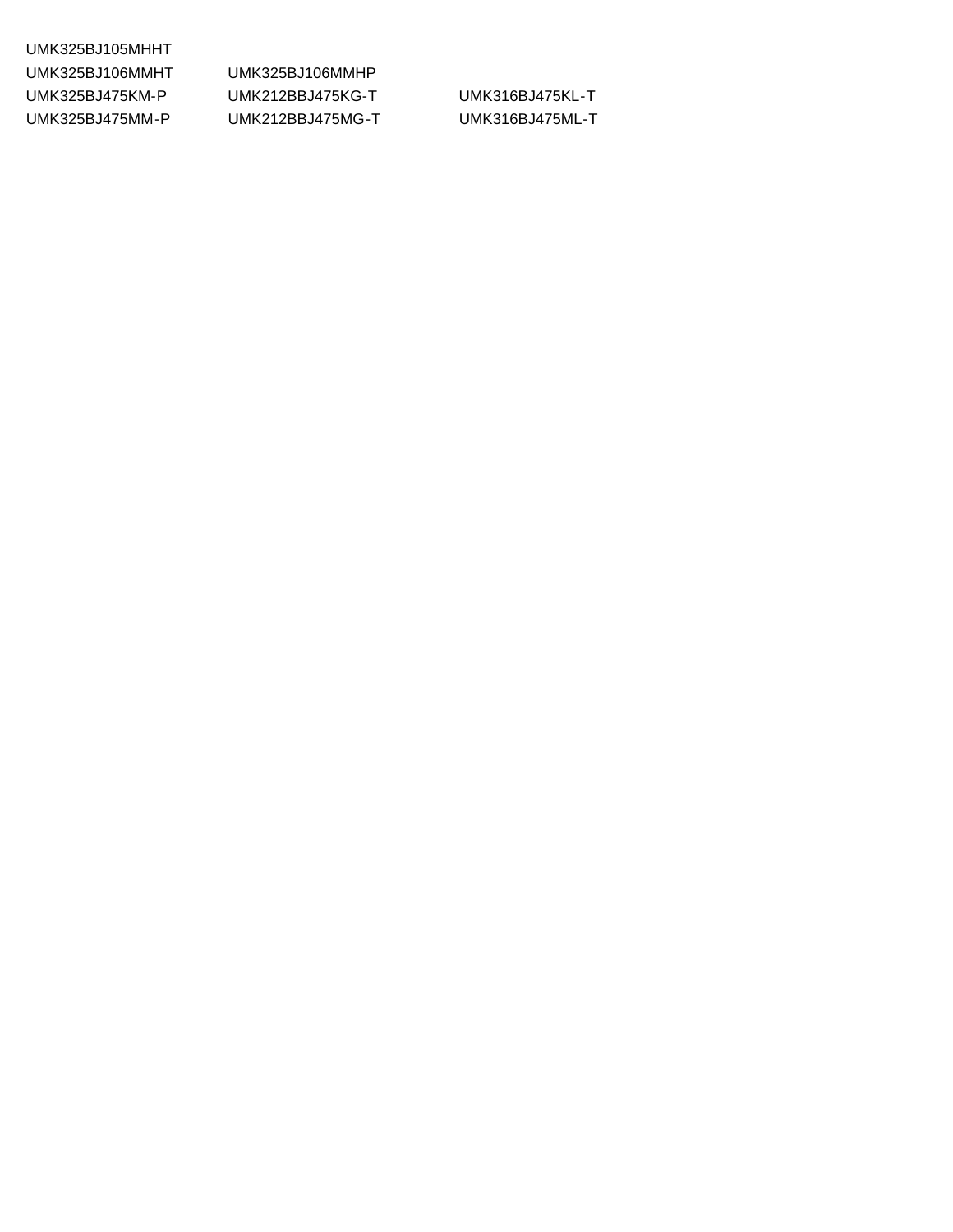| | | |
|---|---|---|
| UMK325BJ105MHHT | | |
| UMK325BJ106MMHT | UMK325BJ106MMHP | |
| UMK325BJ475KM-P | UMK212BBJ475KG-T | UMK316BJ475KL-T |
| UMK325BJ475MM-P | UMK212BBJ475MG-T | UMK316BJ475ML-T |